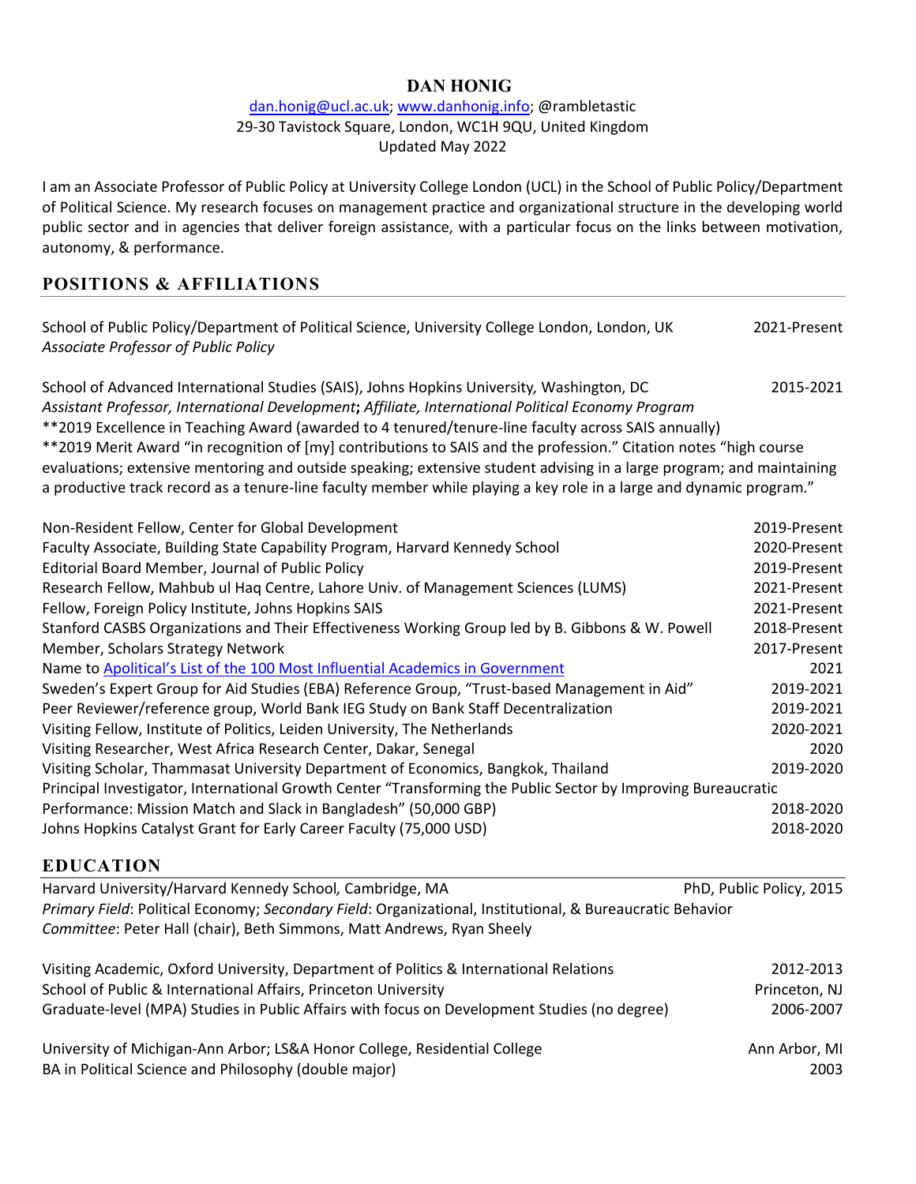# DAN HONIG

[dan.honig@ucl.ac.uk](mailto:dan.honig@ucl.ac.uk); [www.danhonig.info](http://www.danhonig.info); @rambletastic
29-30 Tavistock Square, London, WC1H 9QU, United Kingdom
Updated May 2022

I am an Associate Professor of Public Policy at University College London (UCL) in the School of Public Policy/Department of Political Science. My research focuses on management practice and organizational structure in the developing world public sector and in agencies that deliver foreign assistance, with a particular focus on the links between motivation, autonomy, & performance.

## POSITIONS & AFFILIATIONS

School of Public Policy/Department of Political Science, University College London, London, UK — 2021-Present
*Associate Professor of Public Policy*

School of Advanced International Studies (SAIS), Johns Hopkins University, Washington, DC — 2015-2021
*Assistant Professor, International Development*; *Affiliate, International Political Economy Program*
**2019 Excellence in Teaching Award (awarded to 4 tenured/tenure-line faculty across SAIS annually)
**2019 Merit Award "in recognition of [my] contributions to SAIS and the profession." Citation notes "high course evaluations; extensive mentoring and outside speaking; extensive student advising in a large program; and maintaining a productive track record as a tenure-line faculty member while playing a key role in a large and dynamic program."

Non-Resident Fellow, Center for Global Development — 2019-Present
Faculty Associate, Building State Capability Program, Harvard Kennedy School — 2020-Present
Editorial Board Member, Journal of Public Policy — 2019-Present
Research Fellow, Mahbub ul Haq Centre, Lahore Univ. of Management Sciences (LUMS) — 2021-Present
Fellow, Foreign Policy Institute, Johns Hopkins SAIS — 2021-Present
Stanford CASBS Organizations and Their Effectiveness Working Group led by B. Gibbons & W. Powell — 2018-Present
Member, Scholars Strategy Network — 2017-Present
Name to Apolitical's List of the 100 Most Influential Academics in Government — 2021
Sweden's Expert Group for Aid Studies (EBA) Reference Group, "Trust-based Management in Aid" — 2019-2021
Peer Reviewer/reference group, World Bank IEG Study on Bank Staff Decentralization — 2019-2021
Visiting Fellow, Institute of Politics, Leiden University, The Netherlands — 2020-2021
Visiting Researcher, West Africa Research Center, Dakar, Senegal — 2020
Visiting Scholar, Thammasat University Department of Economics, Bangkok, Thailand — 2019-2020
Principal Investigator, International Growth Center "Transforming the Public Sector by Improving Bureaucratic Performance: Mission Match and Slack in Bangladesh" (50,000 GBP) — 2018-2020
Johns Hopkins Catalyst Grant for Early Career Faculty (75,000 USD) — 2018-2020

## EDUCATION

Harvard University/Harvard Kennedy School, Cambridge, MA — PhD, Public Policy, 2015
*Primary Field*: Political Economy; *Secondary Field*: Organizational, Institutional, & Bureaucratic Behavior
*Committee*: Peter Hall (chair), Beth Simmons, Matt Andrews, Ryan Sheely

Visiting Academic, Oxford University, Department of Politics & International Relations — 2012-2013
School of Public & International Affairs, Princeton University — Princeton, NJ
Graduate-level (MPA) Studies in Public Affairs with focus on Development Studies (no degree) — 2006-2007

University of Michigan-Ann Arbor; LS&A Honor College, Residential College — Ann Arbor, MI
BA in Political Science and Philosophy (double major) — 2003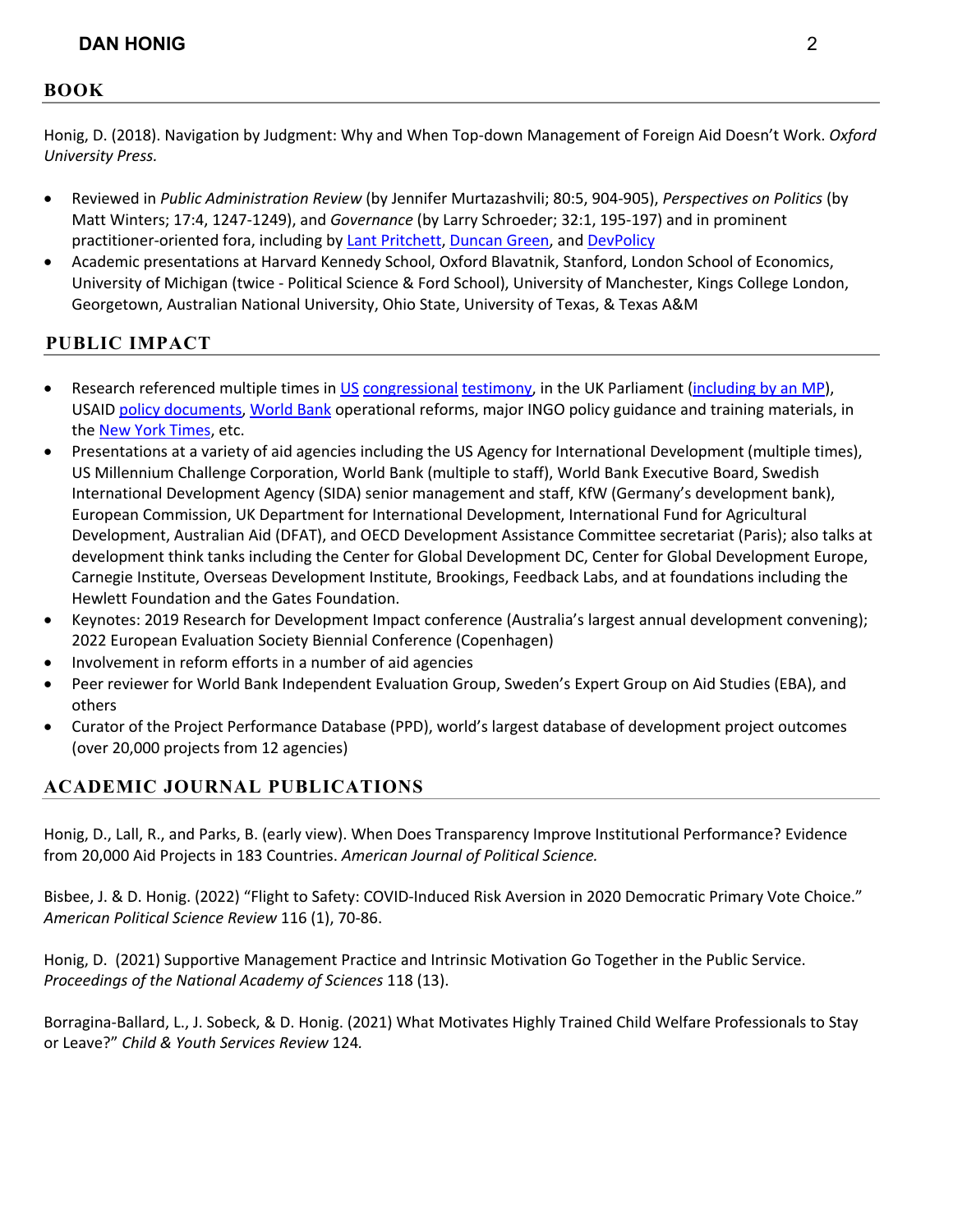## BOOK

Honig, D. (2018). Navigation by Judgment: Why and When Top-down Management of Foreign Aid Doesn't Work. *Oxford University Press.*

- Reviewed in *Public Administration Review* (by Jennifer Murtazashvili; 80:5, 904-905), *Perspectives on Politics* (by Matt Winters; 17:4, 1247-1249), and *Governance* (by Larry Schroeder; 32:1, 195-197) and in prominent practitioner-oriented fora, including by Lant Pritchett, Duncan Green, and DevPolicy
- Academic presentations at Harvard Kennedy School, Oxford Blavatnik, Stanford, London School of Economics, University of Michigan (twice - Political Science & Ford School), University of Manchester, Kings College London, Georgetown, Australian National University, Ohio State, University of Texas, & Texas A&M

## PUBLIC IMPACT

- Research referenced multiple times in US congressional testimony, in the UK Parliament (including by an MP), USAID policy documents, World Bank operational reforms, major INGO policy guidance and training materials, in the New York Times, etc.
- Presentations at a variety of aid agencies including the US Agency for International Development (multiple times), US Millennium Challenge Corporation, World Bank (multiple to staff), World Bank Executive Board, Swedish International Development Agency (SIDA) senior management and staff, KfW (Germany's development bank), European Commission, UK Department for International Development, International Fund for Agricultural Development, Australian Aid (DFAT), and OECD Development Assistance Committee secretariat (Paris); also talks at development think tanks including the Center for Global Development DC, Center for Global Development Europe, Carnegie Institute, Overseas Development Institute, Brookings, Feedback Labs, and at foundations including the Hewlett Foundation and the Gates Foundation.
- Keynotes: 2019 Research for Development Impact conference (Australia's largest annual development convening); 2022 European Evaluation Society Biennial Conference (Copenhagen)
- Involvement in reform efforts in a number of aid agencies
- Peer reviewer for World Bank Independent Evaluation Group, Sweden's Expert Group on Aid Studies (EBA), and others
- Curator of the Project Performance Database (PPD), world's largest database of development project outcomes (over 20,000 projects from 12 agencies)

## ACADEMIC JOURNAL PUBLICATIONS

Honig, D., Lall, R., and Parks, B. (early view). When Does Transparency Improve Institutional Performance? Evidence from 20,000 Aid Projects in 183 Countries. *American Journal of Political Science.*

Bisbee, J. & D. Honig. (2022) "Flight to Safety: COVID-Induced Risk Aversion in 2020 Democratic Primary Vote Choice." *American Political Science Review* 116 (1), 70-86.

Honig, D. (2021) Supportive Management Practice and Intrinsic Motivation Go Together in the Public Service. *Proceedings of the National Academy of Sciences* 118 (13).

Borragina-Ballard, L., J. Sobeck, & D. Honig. (2021) What Motivates Highly Trained Child Welfare Professionals to Stay or Leave?" *Child & Youth Services Review* 124*.*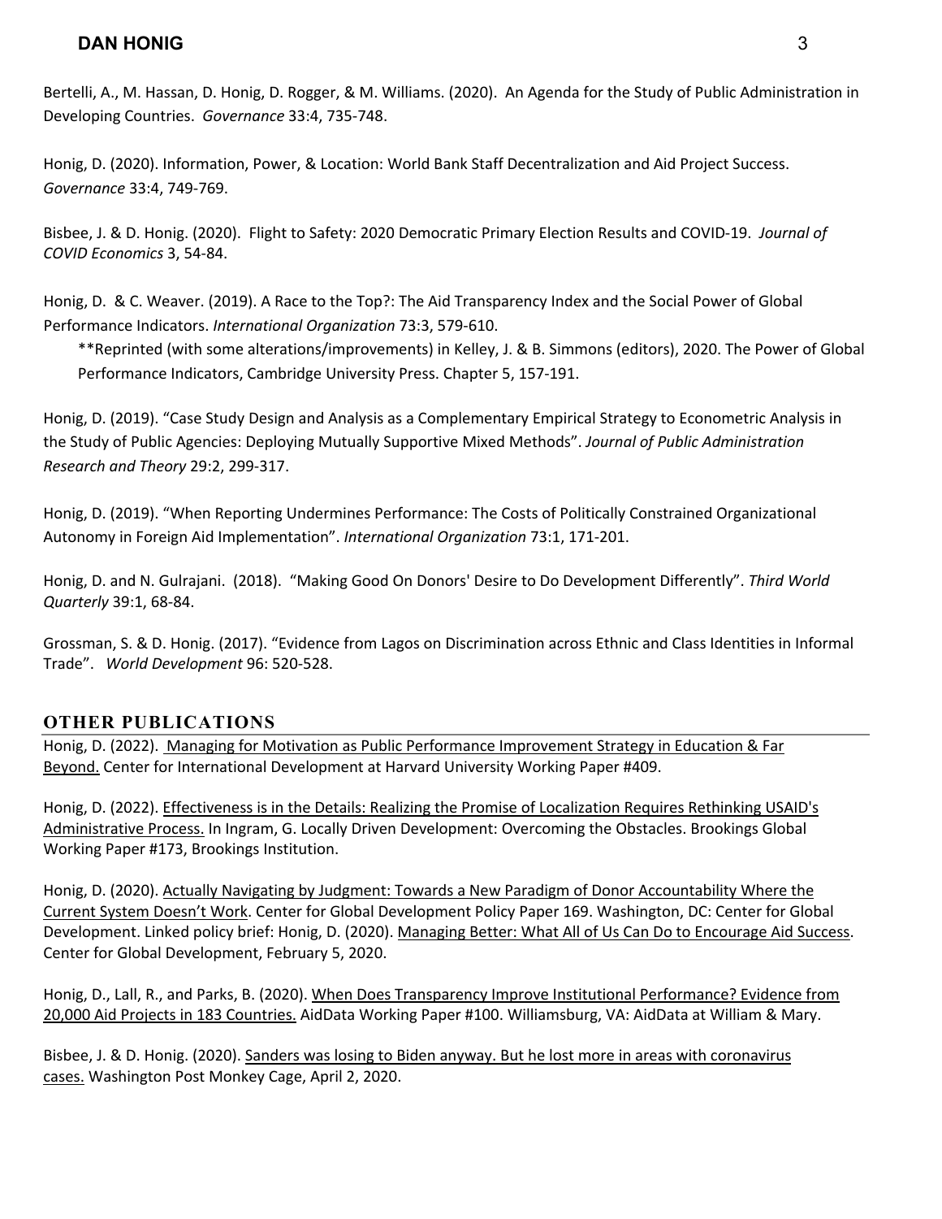Bertelli, A., M. Hassan, D. Honig, D. Rogger, & M. Williams. (2020). An Agenda for the Study of Public Administration in Developing Countries. *Governance* 33:4, 735-748.

Honig, D. (2020). Information, Power, & Location: World Bank Staff Decentralization and Aid Project Success. *Governance* 33:4, 749-769.

Bisbee, J. & D. Honig. (2020). Flight to Safety: 2020 Democratic Primary Election Results and COVID-19. *Journal of COVID Economics* 3, 54-84.

Honig, D. & C. Weaver. (2019). A Race to the Top?: The Aid Transparency Index and the Social Power of Global Performance Indicators. *International Organization* 73:3, 579-610.

> **Reprinted (with some alterations/improvements) in Kelley, J. & B. Simmons (editors), 2020. The Power of Global Performance Indicators, Cambridge University Press. Chapter 5, 157-191.

Honig, D. (2019). "Case Study Design and Analysis as a Complementary Empirical Strategy to Econometric Analysis in the Study of Public Agencies: Deploying Mutually Supportive Mixed Methods". *Journal of Public Administration Research and Theory* 29:2, 299-317.

Honig, D. (2019). "When Reporting Undermines Performance: The Costs of Politically Constrained Organizational Autonomy in Foreign Aid Implementation". *International Organization* 73:1, 171-201.

Honig, D. and N. Gulrajani. (2018). "Making Good On Donors' Desire to Do Development Differently". *Third World Quarterly* 39:1, 68-84.

Grossman, S. & D. Honig. (2017). "Evidence from Lagos on Discrimination across Ethnic and Class Identities in Informal Trade". *World Development* 96: 520-528.

## OTHER PUBLICATIONS

Honig, D. (2022). Managing for Motivation as Public Performance Improvement Strategy in Education & Far Beyond. Center for International Development at Harvard University Working Paper #409.

Honig, D. (2022). Effectiveness is in the Details: Realizing the Promise of Localization Requires Rethinking USAID's Administrative Process. In Ingram, G. Locally Driven Development: Overcoming the Obstacles. Brookings Global Working Paper #173, Brookings Institution.

Honig, D. (2020). Actually Navigating by Judgment: Towards a New Paradigm of Donor Accountability Where the Current System Doesn't Work. Center for Global Development Policy Paper 169. Washington, DC: Center for Global Development. Linked policy brief: Honig, D. (2020). Managing Better: What All of Us Can Do to Encourage Aid Success. Center for Global Development, February 5, 2020.

Honig, D., Lall, R., and Parks, B. (2020). When Does Transparency Improve Institutional Performance? Evidence from 20,000 Aid Projects in 183 Countries. AidData Working Paper #100. Williamsburg, VA: AidData at William & Mary.

Bisbee, J. & D. Honig. (2020). Sanders was losing to Biden anyway. But he lost more in areas with coronavirus cases. Washington Post Monkey Cage, April 2, 2020.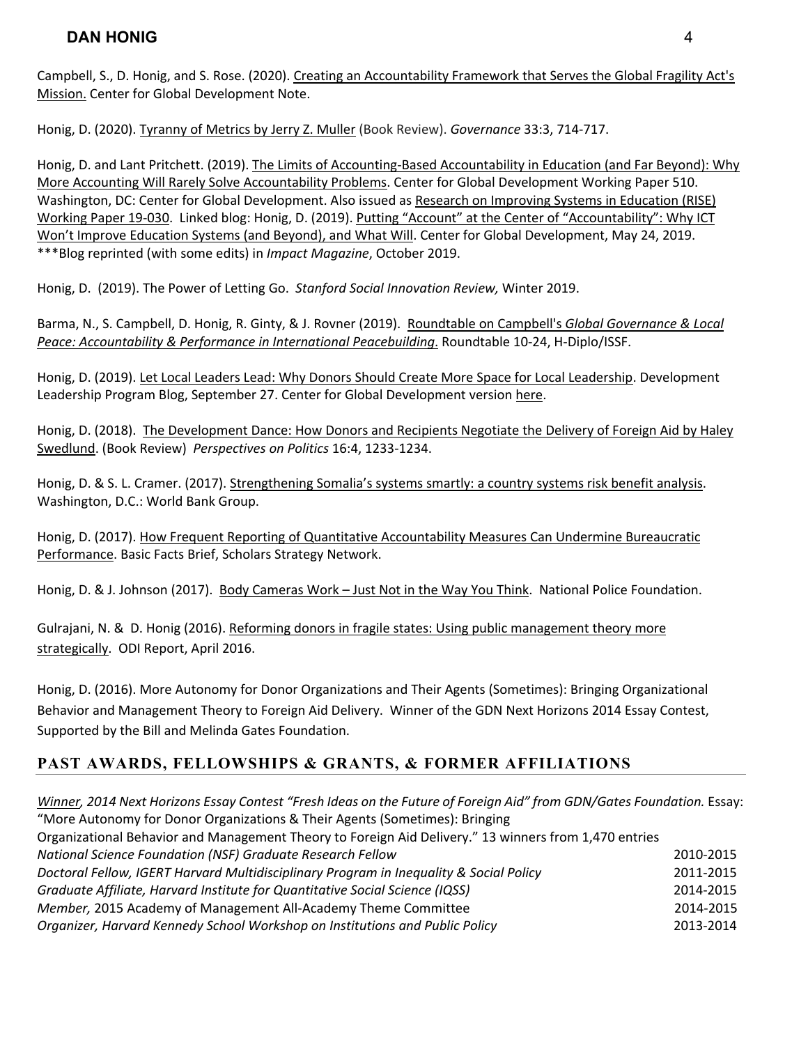Campbell, S., D. Honig, and S. Rose. (2020). Creating an Accountability Framework that Serves the Global Fragility Act's Mission. Center for Global Development Note.

Honig, D. (2020). Tyranny of Metrics by Jerry Z. Muller (Book Review). *Governance* 33:3, 714-717.

Honig, D. and Lant Pritchett. (2019). The Limits of Accounting-Based Accountability in Education (and Far Beyond): Why More Accounting Will Rarely Solve Accountability Problems. Center for Global Development Working Paper 510. Washington, DC: Center for Global Development. Also issued as Research on Improving Systems in Education (RISE) Working Paper 19-030. Linked blog: Honig, D. (2019). Putting "Account" at the Center of "Accountability": Why ICT Won't Improve Education Systems (and Beyond), and What Will. Center for Global Development, May 24, 2019. ***Blog reprinted (with some edits) in *Impact Magazine*, October 2019.

Honig, D. (2019). The Power of Letting Go. *Stanford Social Innovation Review,* Winter 2019.

Barma, N., S. Campbell, D. Honig, R. Ginty, & J. Rovner (2019). Roundtable on Campbell's *Global Governance & Local Peace: Accountability & Performance in International Peacebuilding*. Roundtable 10-24, H-Diplo/ISSF.

Honig, D. (2019). Let Local Leaders Lead: Why Donors Should Create More Space for Local Leadership. Development Leadership Program Blog, September 27. Center for Global Development version here.

Honig, D. (2018). The Development Dance: How Donors and Recipients Negotiate the Delivery of Foreign Aid by Haley Swedlund. (Book Review) *Perspectives on Politics* 16:4, 1233-1234.

Honig, D. & S. L. Cramer. (2017). Strengthening Somalia's systems smartly: a country systems risk benefit analysis. Washington, D.C.: World Bank Group.

Honig, D. (2017). How Frequent Reporting of Quantitative Accountability Measures Can Undermine Bureaucratic Performance. Basic Facts Brief, Scholars Strategy Network.

Honig, D. & J. Johnson (2017). Body Cameras Work – Just Not in the Way You Think. National Police Foundation.

Gulrajani, N. & D. Honig (2016). Reforming donors in fragile states: Using public management theory more strategically. ODI Report, April 2016.

Honig, D. (2016). More Autonomy for Donor Organizations and Their Agents (Sometimes): Bringing Organizational Behavior and Management Theory to Foreign Aid Delivery. Winner of the GDN Next Horizons 2014 Essay Contest, Supported by the Bill and Melinda Gates Foundation.

## PAST AWARDS, FELLOWSHIPS & GRANTS, & FORMER AFFILIATIONS

*Winner, 2014 Next Horizons Essay Contest "Fresh Ideas on the Future of Foreign Aid" from GDN/Gates Foundation.* Essay: "More Autonomy for Donor Organizations & Their Agents (Sometimes): Bringing Organizational Behavior and Management Theory to Foreign Aid Delivery." 13 winners from 1,470 entries

*National Science Foundation (NSF) Graduate Research Fellow* 2010-2015

*Doctoral Fellow, IGERT Harvard Multidisciplinary Program in Inequality & Social Policy* 2011-2015

*Graduate Affiliate, Harvard Institute for Quantitative Social Science (IQSS)* 2014-2015

*Member,* 2015 Academy of Management All-Academy Theme Committee 2014-2015

*Organizer, Harvard Kennedy School Workshop on Institutions and Public Policy* 2013-2014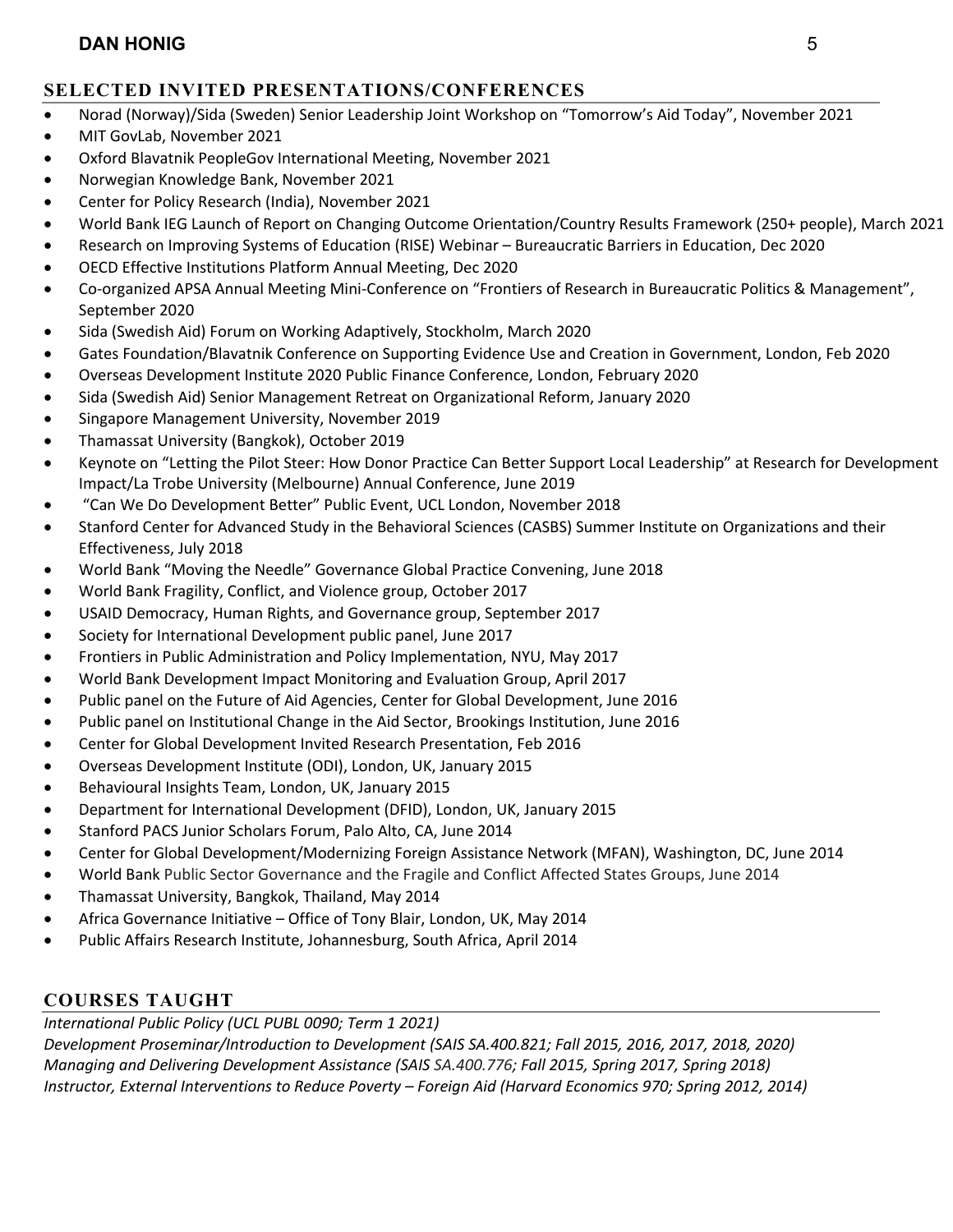## SELECTED INVITED PRESENTATIONS/CONFERENCES

- Norad (Norway)/Sida (Sweden) Senior Leadership Joint Workshop on "Tomorrow's Aid Today", November 2021
- MIT GovLab, November 2021
- Oxford Blavatnik PeopleGov International Meeting, November 2021
- Norwegian Knowledge Bank, November 2021
- Center for Policy Research (India), November 2021
- World Bank IEG Launch of Report on Changing Outcome Orientation/Country Results Framework (250+ people), March 2021
- Research on Improving Systems of Education (RISE) Webinar – Bureaucratic Barriers in Education, Dec 2020
- OECD Effective Institutions Platform Annual Meeting, Dec 2020
- Co-organized APSA Annual Meeting Mini-Conference on "Frontiers of Research in Bureaucratic Politics & Management", September 2020
- Sida (Swedish Aid) Forum on Working Adaptively, Stockholm, March 2020
- Gates Foundation/Blavatnik Conference on Supporting Evidence Use and Creation in Government, London, Feb 2020
- Overseas Development Institute 2020 Public Finance Conference, London, February 2020
- Sida (Swedish Aid) Senior Management Retreat on Organizational Reform, January 2020
- Singapore Management University, November 2019
- Thamassat University (Bangkok), October 2019
- Keynote on "Letting the Pilot Steer: How Donor Practice Can Better Support Local Leadership" at Research for Development Impact/La Trobe University (Melbourne) Annual Conference, June 2019
- "Can We Do Development Better" Public Event, UCL London, November 2018
- Stanford Center for Advanced Study in the Behavioral Sciences (CASBS) Summer Institute on Organizations and their Effectiveness, July 2018
- World Bank "Moving the Needle" Governance Global Practice Convening, June 2018
- World Bank Fragility, Conflict, and Violence group, October 2017
- USAID Democracy, Human Rights, and Governance group, September 2017
- Society for International Development public panel, June 2017
- Frontiers in Public Administration and Policy Implementation, NYU, May 2017
- World Bank Development Impact Monitoring and Evaluation Group, April 2017
- Public panel on the Future of Aid Agencies, Center for Global Development, June 2016
- Public panel on Institutional Change in the Aid Sector, Brookings Institution, June 2016
- Center for Global Development Invited Research Presentation, Feb 2016
- Overseas Development Institute (ODI), London, UK, January 2015
- Behavioural Insights Team, London, UK, January 2015
- Department for International Development (DFID), London, UK, January 2015
- Stanford PACS Junior Scholars Forum, Palo Alto, CA, June 2014
- Center for Global Development/Modernizing Foreign Assistance Network (MFAN), Washington, DC, June 2014
- World Bank Public Sector Governance and the Fragile and Conflict Affected States Groups, June 2014
- Thamassat University, Bangkok, Thailand, May 2014
- Africa Governance Initiative – Office of Tony Blair, London, UK, May 2014
- Public Affairs Research Institute, Johannesburg, South Africa, April 2014

## COURSES TAUGHT

*International Public Policy (UCL PUBL 0090; Term 1 2021)*
*Development Proseminar/Introduction to Development (SAIS SA.400.821; Fall 2015, 2016, 2017, 2018, 2020)*
*Managing and Delivering Development Assistance (SAIS SA.400.776; Fall 2015, Spring 2017, Spring 2018)*
*Instructor, External Interventions to Reduce Poverty – Foreign Aid (Harvard Economics 970; Spring 2012, 2014)*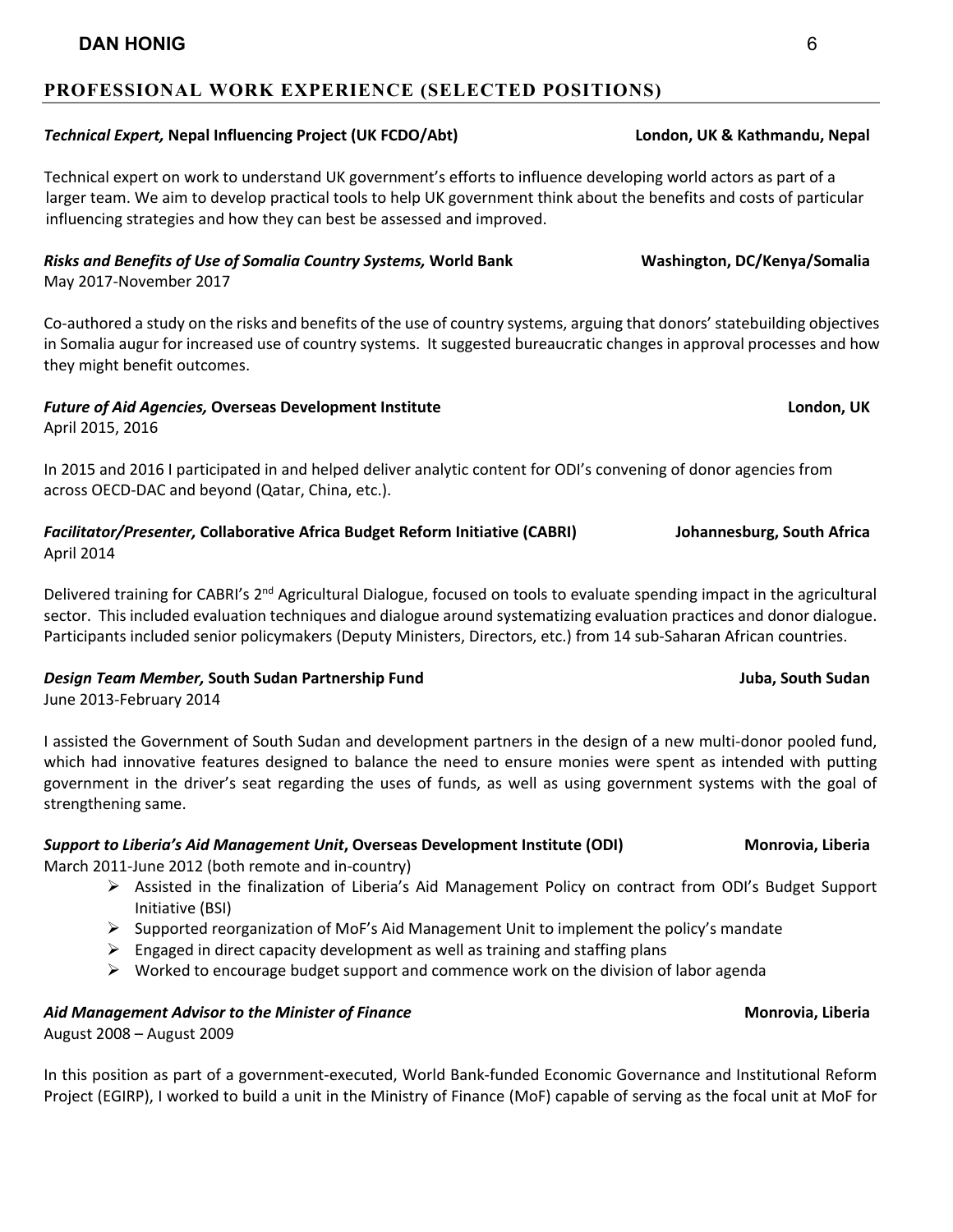## PROFESSIONAL WORK EXPERIENCE (SELECTED POSITIONS)

***Technical Expert,* Nepal Influencing Project (UK FCDO/Abt)** **London, UK & Kathmandu, Nepal**

Technical expert on work to understand UK government's efforts to influence developing world actors as part of a larger team. We aim to develop practical tools to help UK government think about the benefits and costs of particular influencing strategies and how they can best be assessed and improved.

***Risks and Benefits of Use of Somalia Country Systems,* World Bank** **Washington, DC/Kenya/Somalia**
May 2017-November 2017

Co-authored a study on the risks and benefits of the use of country systems, arguing that donors' statebuilding objectives in Somalia augur for increased use of country systems. It suggested bureaucratic changes in approval processes and how they might benefit outcomes.

***Future of Aid Agencies,* Overseas Development Institute** **London, UK**
April 2015, 2016

In 2015 and 2016 I participated in and helped deliver analytic content for ODI's convening of donor agencies from across OECD-DAC and beyond (Qatar, China, etc.).

***Facilitator/Presenter,* Collaborative Africa Budget Reform Initiative (CABRI)** **Johannesburg, South Africa**
April 2014

Delivered training for CABRI's 2nd Agricultural Dialogue, focused on tools to evaluate spending impact in the agricultural sector. This included evaluation techniques and dialogue around systematizing evaluation practices and donor dialogue. Participants included senior policymakers (Deputy Ministers, Directors, etc.) from 14 sub-Saharan African countries.

***Design Team Member,* South Sudan Partnership Fund** **Juba, South Sudan**
June 2013-February 2014

I assisted the Government of South Sudan and development partners in the design of a new multi-donor pooled fund, which had innovative features designed to balance the need to ensure monies were spent as intended with putting government in the driver's seat regarding the uses of funds, as well as using government systems with the goal of strengthening same.

***Support to Liberia's Aid Management Unit*, Overseas Development Institute (ODI)** **Monrovia, Liberia**
March 2011-June 2012 (both remote and in-country)

- Assisted in the finalization of Liberia's Aid Management Policy on contract from ODI's Budget Support Initiative (BSI)
- Supported reorganization of MoF's Aid Management Unit to implement the policy's mandate
- Engaged in direct capacity development as well as training and staffing plans
- Worked to encourage budget support and commence work on the division of labor agenda

***Aid Management Advisor to the Minister of Finance*** **Monrovia, Liberia**
August 2008 – August 2009

In this position as part of a government-executed, World Bank-funded Economic Governance and Institutional Reform Project (EGIRP), I worked to build a unit in the Ministry of Finance (MoF) capable of serving as the focal unit at MoF for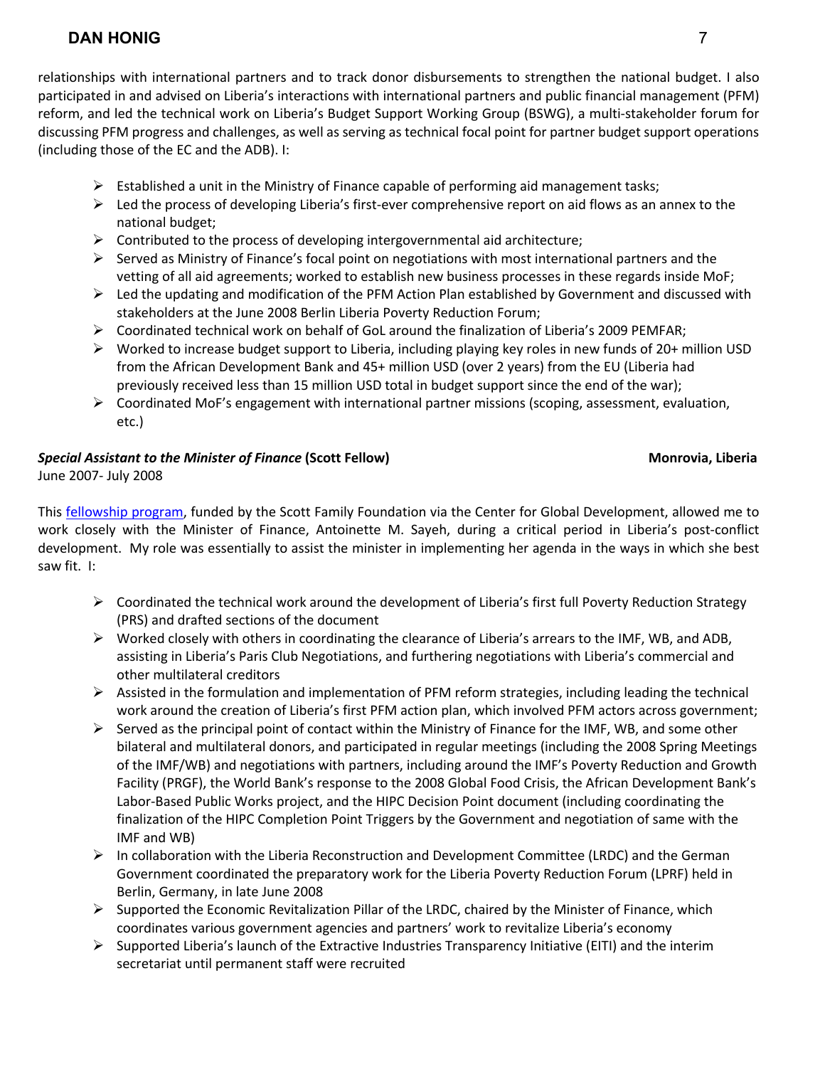relationships with international partners and to track donor disbursements to strengthen the national budget. I also participated in and advised on Liberia's interactions with international partners and public financial management (PFM) reform, and led the technical work on Liberia's Budget Support Working Group (BSWG), a multi-stakeholder forum for discussing PFM progress and challenges, as well as serving as technical focal point for partner budget support operations (including those of the EC and the ADB). I:

- Established a unit in the Ministry of Finance capable of performing aid management tasks;
- Led the process of developing Liberia's first-ever comprehensive report on aid flows as an annex to the national budget;
- Contributed to the process of developing intergovernmental aid architecture;
- Served as Ministry of Finance's focal point on negotiations with most international partners and the vetting of all aid agreements; worked to establish new business processes in these regards inside MoF;
- Led the updating and modification of the PFM Action Plan established by Government and discussed with stakeholders at the June 2008 Berlin Liberia Poverty Reduction Forum;
- Coordinated technical work on behalf of GoL around the finalization of Liberia's 2009 PEMFAR;
- Worked to increase budget support to Liberia, including playing key roles in new funds of 20+ million USD from the African Development Bank and 45+ million USD (over 2 years) from the EU (Liberia had previously received less than 15 million USD total in budget support since the end of the war);
- Coordinated MoF's engagement with international partner missions (scoping, assessment, evaluation, etc.)

***Special Assistant to the Minister of Finance*** **(Scott Fellow)** **Monrovia, Liberia**
June 2007- July 2008

This fellowship program, funded by the Scott Family Foundation via the Center for Global Development, allowed me to work closely with the Minister of Finance, Antoinette M. Sayeh, during a critical period in Liberia's post-conflict development. My role was essentially to assist the minister in implementing her agenda in the ways in which she best saw fit. I:

- Coordinated the technical work around the development of Liberia's first full Poverty Reduction Strategy (PRS) and drafted sections of the document
- Worked closely with others in coordinating the clearance of Liberia's arrears to the IMF, WB, and ADB, assisting in Liberia's Paris Club Negotiations, and furthering negotiations with Liberia's commercial and other multilateral creditors
- Assisted in the formulation and implementation of PFM reform strategies, including leading the technical work around the creation of Liberia's first PFM action plan, which involved PFM actors across government;
- Served as the principal point of contact within the Ministry of Finance for the IMF, WB, and some other bilateral and multilateral donors, and participated in regular meetings (including the 2008 Spring Meetings of the IMF/WB) and negotiations with partners, including around the IMF's Poverty Reduction and Growth Facility (PRGF), the World Bank's response to the 2008 Global Food Crisis, the African Development Bank's Labor-Based Public Works project, and the HIPC Decision Point document (including coordinating the finalization of the HIPC Completion Point Triggers by the Government and negotiation of same with the IMF and WB)
- In collaboration with the Liberia Reconstruction and Development Committee (LRDC) and the German Government coordinated the preparatory work for the Liberia Poverty Reduction Forum (LPRF) held in Berlin, Germany, in late June 2008
- Supported the Economic Revitalization Pillar of the LRDC, chaired by the Minister of Finance, which coordinates various government agencies and partners' work to revitalize Liberia's economy
- Supported Liberia's launch of the Extractive Industries Transparency Initiative (EITI) and the interim secretariat until permanent staff were recruited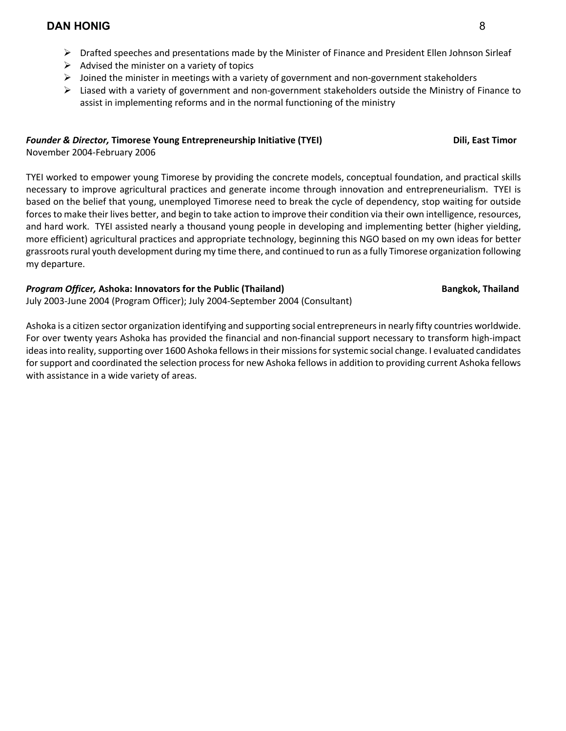- Drafted speeches and presentations made by the Minister of Finance and President Ellen Johnson Sirleaf
- Advised the minister on a variety of topics
- Joined the minister in meetings with a variety of government and non-government stakeholders
- Liased with a variety of government and non-government stakeholders outside the Ministry of Finance to assist in implementing reforms and in the normal functioning of the ministry

***Founder & Director,* Timorese Young Entrepreneurship Initiative (TYEI)** **Dili, East Timor**
November 2004-February 2006

TYEI worked to empower young Timorese by providing the concrete models, conceptual foundation, and practical skills necessary to improve agricultural practices and generate income through innovation and entrepreneurialism. TYEI is based on the belief that young, unemployed Timorese need to break the cycle of dependency, stop waiting for outside forces to make their lives better, and begin to take action to improve their condition via their own intelligence, resources, and hard work. TYEI assisted nearly a thousand young people in developing and implementing better (higher yielding, more efficient) agricultural practices and appropriate technology, beginning this NGO based on my own ideas for better grassroots rural youth development during my time there, and continued to run as a fully Timorese organization following my departure.

***Program Officer,* Ashoka: Innovators for the Public (Thailand)** **Bangkok, Thailand**
July 2003-June 2004 (Program Officer); July 2004-September 2004 (Consultant)

Ashoka is a citizen sector organization identifying and supporting social entrepreneurs in nearly fifty countries worldwide. For over twenty years Ashoka has provided the financial and non-financial support necessary to transform high-impact ideas into reality, supporting over 1600 Ashoka fellows in their missions for systemic social change. I evaluated candidates for support and coordinated the selection process for new Ashoka fellows in addition to providing current Ashoka fellows with assistance in a wide variety of areas.